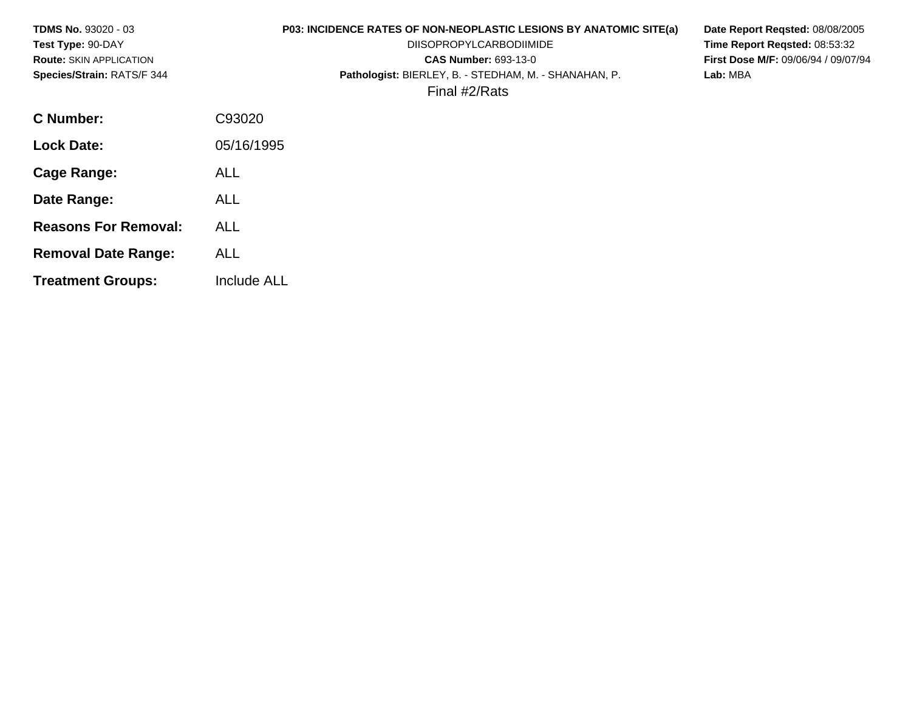**TDMS No.** 93020 - 03
**Test Type:** 90-DAY
**Route:** SKIN APPLICATION
**Species/Strain:** RATS/F 344

**P03: INCIDENCE RATES OF NON-NEOPLASTIC LESIONS BY ANATOMIC SITE(a)**
DIISOPROPYLCARBODIIMIDE
**CAS Number:** 693-13-0
**Pathologist:** BIERLEY, B. - STEDHAM, M. - SHANAHAN, P.
Final #2/Rats

**Date Report Reqsted:** 08/08/2005
**Time Report Reqsted:** 08:53:32
**First Dose M/F:** 09/06/94 / 09/07/94
**Lab:** MBA

| | |
|---|---|
| **C Number:** | C93020 |
| **Lock Date:** | 05/16/1995 |
| **Cage Range:** | ALL |
| **Date Range:** | ALL |
| **Reasons For Removal:** | ALL |
| **Removal Date Range:** | ALL |
| **Treatment Groups:** | Include ALL |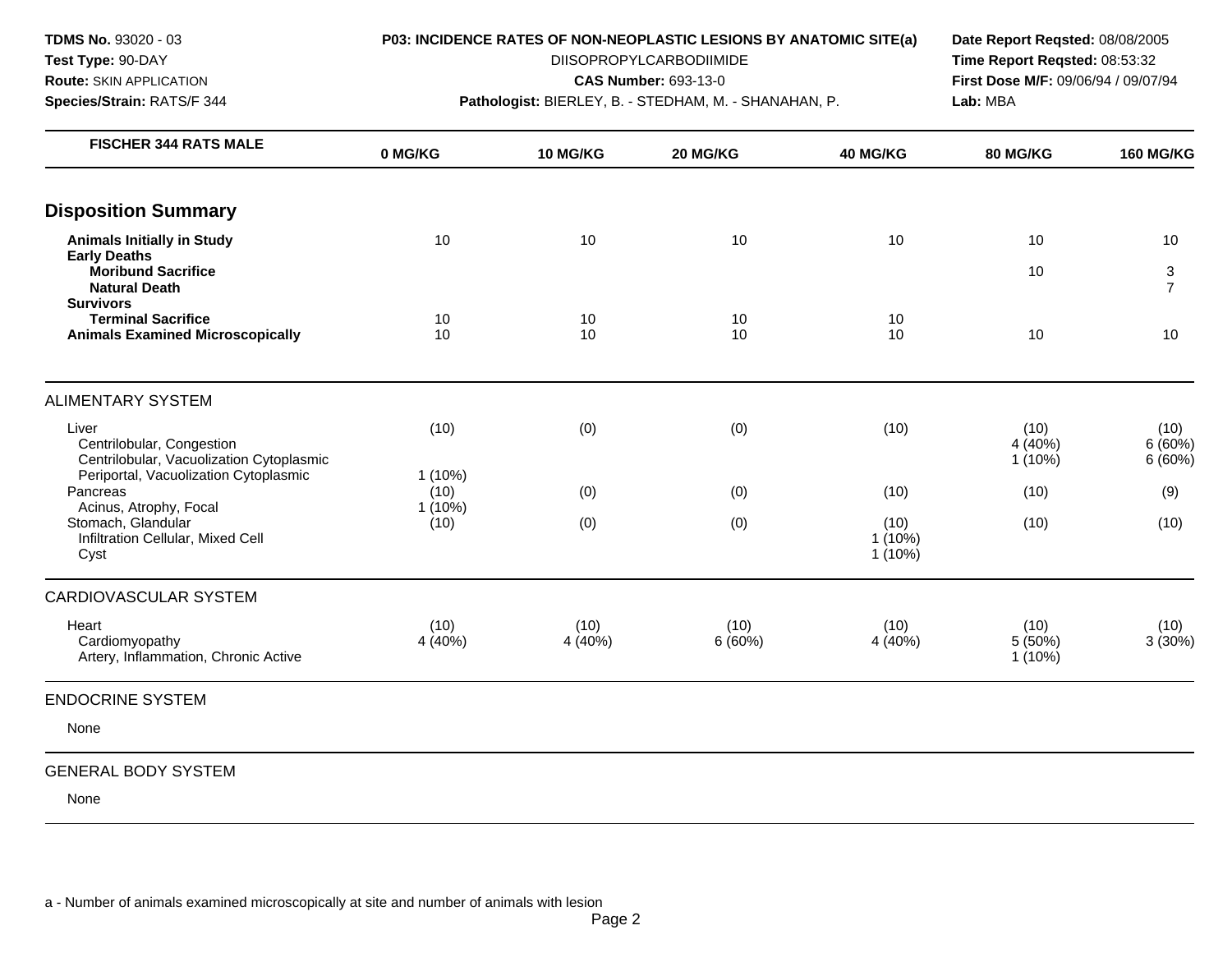**TDMS No.** 93020 - 03
**Test Type:** 90-DAY
**Route:** SKIN APPLICATION
**Species/Strain:** RATS/F 344

**P03: INCIDENCE RATES OF NON-NEOPLASTIC LESIONS BY ANATOMIC SITE(a)**
DIISOPROPYLCARBODIIMIDE
**CAS Number:** 693-13-0
**Pathologist:** BIERLEY, B. - STEDHAM, M. - SHANAHAN, P.

**Date Report Reqsted:** 08/08/2005
**Time Report Reqsted:** 08:53:32
**First Dose M/F:** 09/06/94 / 09/07/94
**Lab:** MBA

| FISCHER 344 RATS MALE | 0 MG/KG | 10 MG/KG | 20 MG/KG | 40 MG/KG | 80 MG/KG | 160 MG/KG |
|---|---|---|---|---|---|---|
| **Disposition Summary** | | | | | | |
| **Animals Initially in Study** | 10 | 10 | 10 | 10 | 10 | 10 |
| **Early Deaths** | | | | | | |
| **Moribund Sacrifice** | | | | | 10 | 3 |
| **Natural Death** | | | | | | 7 |
| **Survivors** | | | | | | |
| **Terminal Sacrifice** | 10 | 10 | 10 | 10 | | |
| **Animals Examined Microscopically** | 10 | 10 | 10 | 10 | 10 | 10 |
| ALIMENTARY SYSTEM | | | | | | |
| Liver | (10) | (0) | (0) | (10) | (10) | (10) |
| Centrilobular, Congestion | | | | | 4 (40%) | 6 (60%) |
| Centrilobular, Vacuolization Cytoplasmic | | | | | 1 (10%) | 6 (60%) |
| Periportal, Vacuolization Cytoplasmic | 1 (10%) | | | | | |
| Pancreas | (10) | (0) | (0) | (10) | (10) | (9) |
| Acinus, Atrophy, Focal | 1 (10%) | | | | | |
| Stomach, Glandular | (10) | (0) | (0) | (10) | (10) | (10) |
| Infiltration Cellular, Mixed Cell | | | | 1 (10%) | | |
| Cyst | | | | 1 (10%) | | |
| CARDIOVASCULAR SYSTEM | | | | | | |
| Heart | (10) | (10) | (10) | (10) | (10) | (10) |
| Cardiomyopathy | 4 (40%) | 4 (40%) | 6 (60%) | 4 (40%) | 5 (50%) | 3 (30%) |
| Artery, Inflammation, Chronic Active | | | | | 1 (10%) | |
| ENDOCRINE SYSTEM | | | | | | |
| None | | | | | | |
| GENERAL BODY SYSTEM | | | | | | |
| None | | | | | | |

a - Number of animals examined microscopically at site and number of animals with lesion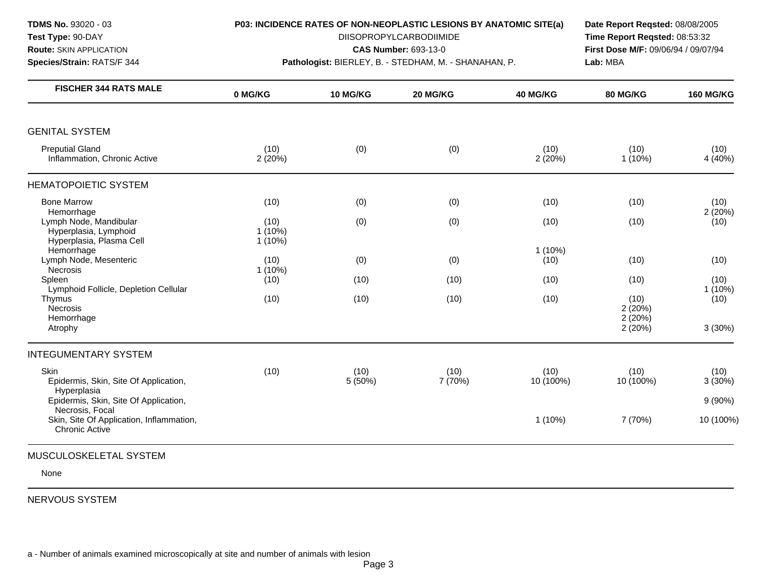**TDMS No.** 93020 - 03
**Test Type:** 90-DAY
**Route:** SKIN APPLICATION
**Species/Strain:** RATS/F 344

**P03: INCIDENCE RATES OF NON-NEOPLASTIC LESIONS BY ANATOMIC SITE(a)**
DIISOPROPYLCARBODIIMIDE
**CAS Number:** 693-13-0
**Pathologist:** BIERLEY, B. - STEDHAM, M. - SHANAHAN, P.

**Date Report Reqsted:** 08/08/2005
**Time Report Reqsted:** 08:53:32
**First Dose M/F:** 09/06/94 / 09/07/94
**Lab:** MBA

| FISCHER 344 RATS MALE | 0 MG/KG | 10 MG/KG | 20 MG/KG | 40 MG/KG | 80 MG/KG | 160 MG/KG |
|---|---|---|---|---|---|---|
| **GENITAL SYSTEM** | | | | | | |
| Preputial Gland | (10) | (0) | (0) | (10) | (10) | (10) |
| Inflammation, Chronic Active | 2 (20%) | | | 2 (20%) | 1 (10%) | 4 (40%) |
| **HEMATOPOIETIC SYSTEM** | | | | | | |
| Bone Marrow | (10) | (0) | (0) | (10) | (10) | (10) |
| Hemorrhage | | | | | | 2 (20%) |
| Lymph Node, Mandibular | (10) | (0) | (0) | (10) | (10) | (10) |
| Hyperplasia, Lymphoid | 1 (10%) | | | | | |
| Hyperplasia, Plasma Cell | 1 (10%) | | | | | |
| Hemorrhage | | | | 1 (10%) | | |
| Lymph Node, Mesenteric | (10) | (0) | (0) | (10) | (10) | (10) |
| Necrosis | 1 (10%) | | | | | |
| Spleen | (10) | (10) | (10) | (10) | (10) | (10) |
| Lymphoid Follicle, Depletion Cellular | | | | | | 1 (10%) |
| Thymus | (10) | (10) | (10) | (10) | (10) | (10) |
| Necrosis | | | | | 2 (20%) | |
| Hemorrhage | | | | | 2 (20%) | |
| Atrophy | | | | | 2 (20%) | 3 (30%) |
| **INTEGUMENTARY SYSTEM** | | | | | | |
| Skin | (10) | (10) | (10) | (10) | (10) | (10) |
| Epidermis, Skin, Site Of Application, Hyperplasia | | 5 (50%) | 7 (70%) | 10 (100%) | 10 (100%) | 3 (30%) |
| Epidermis, Skin, Site Of Application, Necrosis, Focal | | | | | | 9 (90%) |
| Skin, Site Of Application, Inflammation, Chronic Active | | | | 1 (10%) | 7 (70%) | 10 (100%) |
| **MUSCULOSKELETAL SYSTEM** | | | | | | |
| None | | | | | | |
| **NERVOUS SYSTEM** | | | | | | |

a - Number of animals examined microscopically at site and number of animals with lesion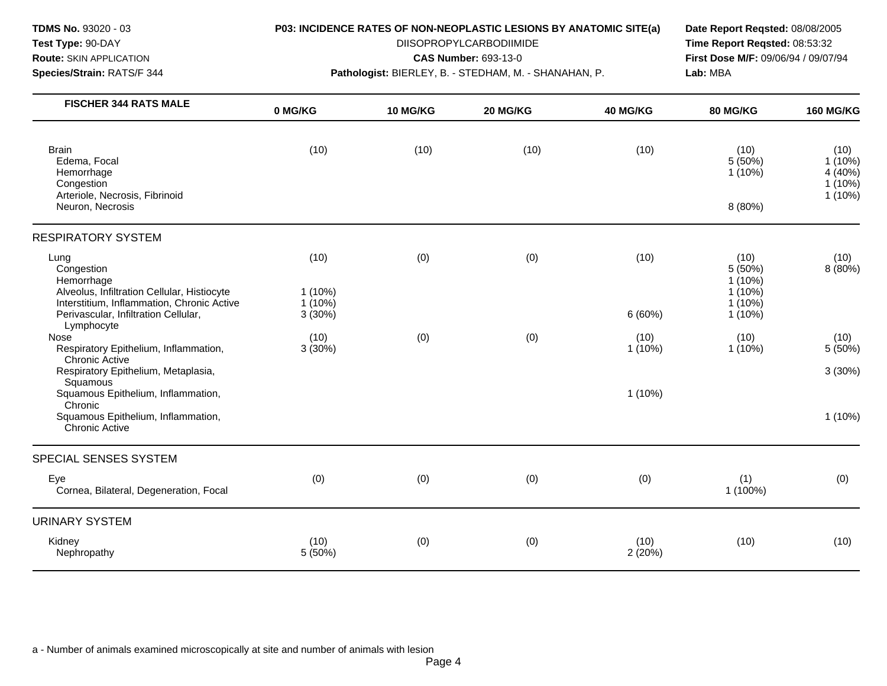**TDMS No.** 93020 - 03
**Test Type:** 90-DAY
**Route:** SKIN APPLICATION
**Species/Strain:** RATS/F 344

**P03: INCIDENCE RATES OF NON-NEOPLASTIC LESIONS BY ANATOMIC SITE(a)**
DIISOPROPYLCARBODIIMIDE
**CAS Number:** 693-13-0
**Pathologist:** BIERLEY, B. - STEDHAM, M. - SHANAHAN, P.

**Date Report Reqsted:** 08/08/2005
**Time Report Reqsted:** 08:53:32
**First Dose M/F:** 09/06/94 / 09/07/94
**Lab:** MBA

| FISCHER 344 RATS MALE | 0 MG/KG | 10 MG/KG | 20 MG/KG | 40 MG/KG | 80 MG/KG | 160 MG/KG |
|---|---|---|---|---|---|---|
| Brain | (10) | (10) | (10) | (10) | (10) | (10) |
| Edema, Focal | | | | | 5 (50%) | 1 (10%) |
| Hemorrhage | | | | | 1 (10%) | 4 (40%) |
| Congestion | | | | | | 1 (10%) |
| Arteriole, Necrosis, Fibrinoid | | | | | | 1 (10%) |
| Neuron, Necrosis | | | | | 8 (80%) | |
| **RESPIRATORY SYSTEM** | | | | | | |
| Lung | (10) | (0) | (0) | (10) | (10) | (10) |
| Congestion | | | | | 5 (50%) | 8 (80%) |
| Hemorrhage | | | | | 1 (10%) | |
| Alveolus, Infiltration Cellular, Histiocyte | 1 (10%) | | | | 1 (10%) | |
| Interstitium, Inflammation, Chronic Active | 1 (10%) | | | | 1 (10%) | |
| Perivascular, Infiltration Cellular, Lymphocyte | 3 (30%) | | | 6 (60%) | 1 (10%) | |
| Nose | (10) | (0) | (0) | (10) | (10) | (10) |
| Respiratory Epithelium, Inflammation, Chronic Active | 3 (30%) | | | 1 (10%) | 1 (10%) | 5 (50%) |
| Respiratory Epithelium, Metaplasia, Squamous | | | | | | 3 (30%) |
| Squamous Epithelium, Inflammation, Chronic | | | | 1 (10%) | | |
| Squamous Epithelium, Inflammation, Chronic Active | | | | | | 1 (10%) |
| **SPECIAL SENSES SYSTEM** | | | | | | |
| Eye | (0) | (0) | (0) | (0) | (1) | (0) |
| Cornea, Bilateral, Degeneration, Focal | | | | | 1 (100%) | |
| **URINARY SYSTEM** | | | | | | |
| Kidney | (10) | (0) | (0) | (10) | (10) | (10) |
| Nephropathy | 5 (50%) | | | 2 (20%) | | |

a - Number of animals examined microscopically at site and number of animals with lesion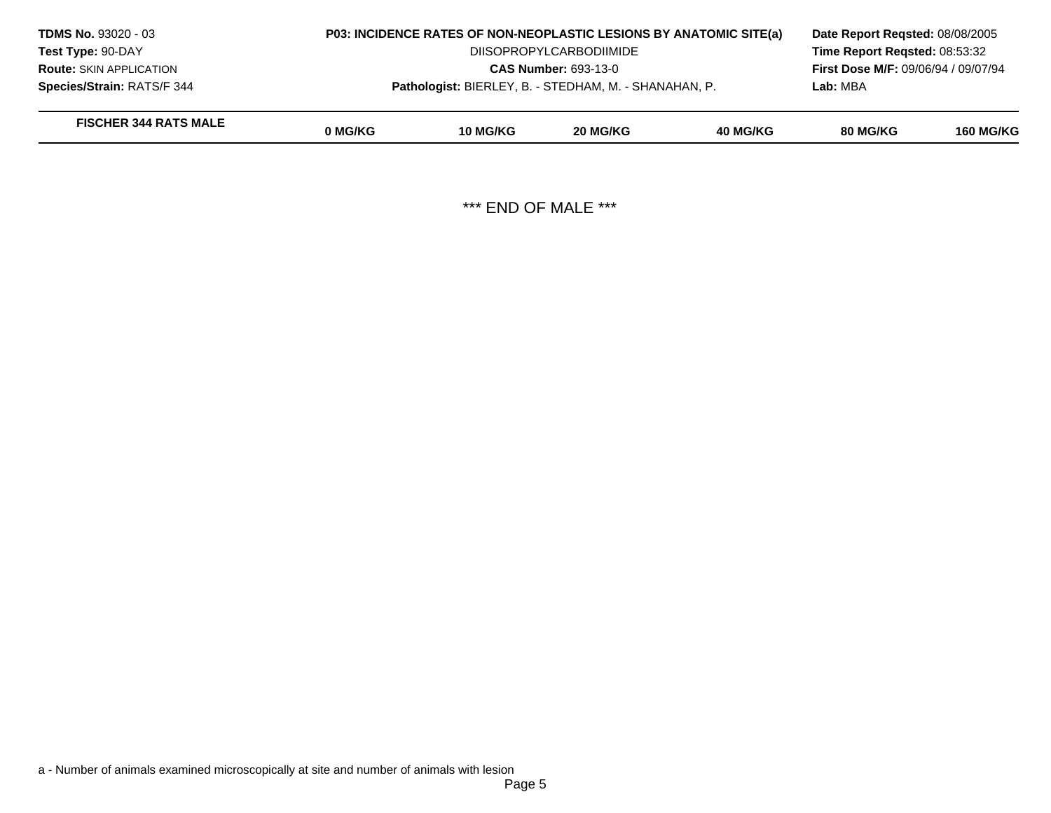**TDMS No.** 93020 - 03
**Test Type:** 90-DAY
**Route:** SKIN APPLICATION
**Species/Strain:** RATS/F 344

**P03: INCIDENCE RATES OF NON-NEOPLASTIC LESIONS BY ANATOMIC SITE(a)**
DIISOPROPYLCARBODIIMIDE
**CAS Number:** 693-13-0
**Pathologist:** BIERLEY, B. - STEDHAM, M. - SHANAHAN, P.

**Date Report Reqsted:** 08/08/2005
**Time Report Reqsted:** 08:53:32
**First Dose M/F:** 09/06/94 / 09/07/94
**Lab:** MBA

| FISCHER 344 RATS MALE | 0 MG/KG | 10 MG/KG | 20 MG/KG | 40 MG/KG | 80 MG/KG | 160 MG/KG |
|---|---|---|---|---|---|---|

*** END OF MALE ***

a - Number of animals examined microscopically at site and number of animals with lesion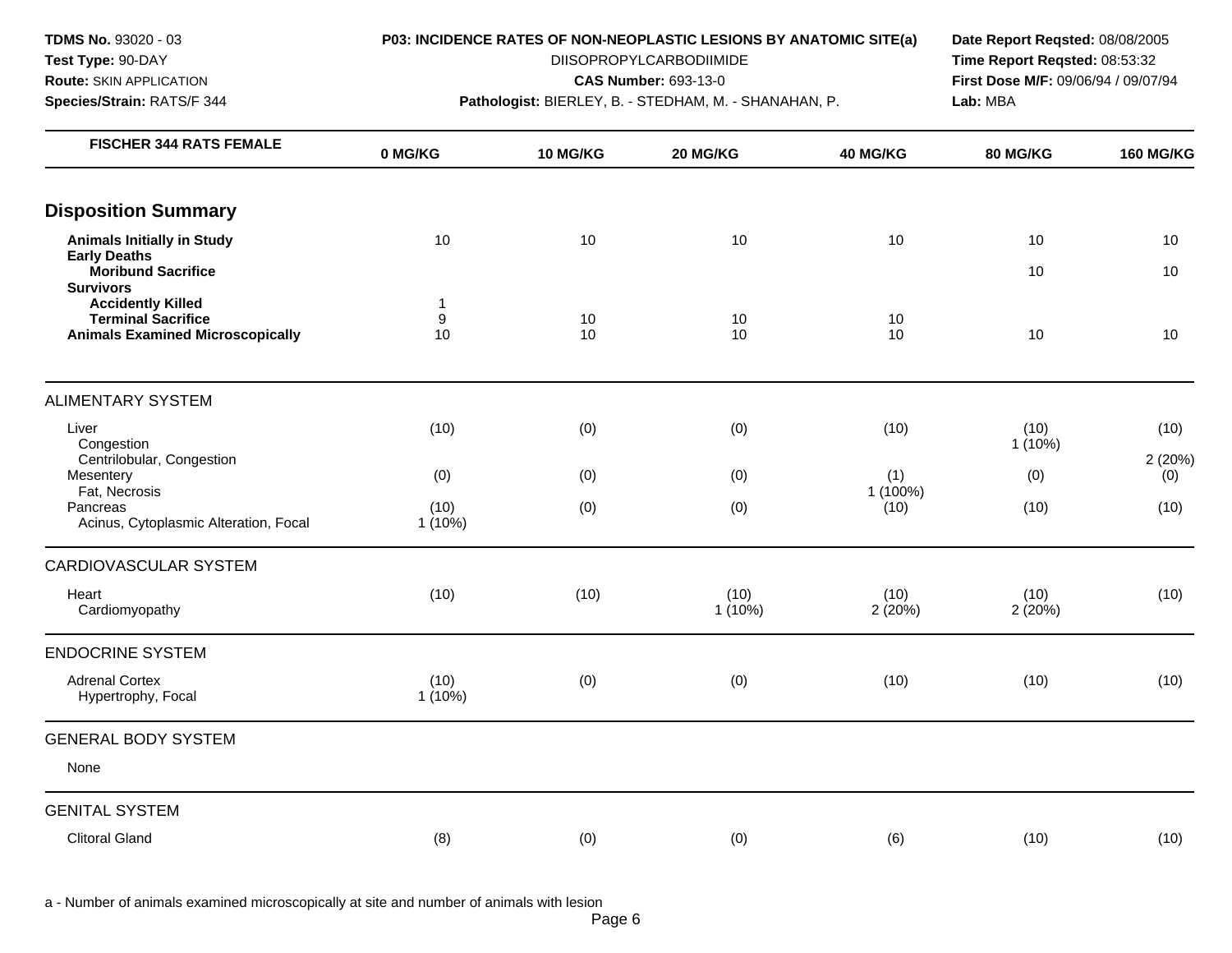**TDMS No.** 93020 - 03
**Test Type:** 90-DAY
**Route:** SKIN APPLICATION
**Species/Strain:** RATS/F 344

**P03: INCIDENCE RATES OF NON-NEOPLASTIC LESIONS BY ANATOMIC SITE(a)**
DIISOPROPYLCARBODIIMIDE
**CAS Number:** 693-13-0
**Pathologist:** BIERLEY, B. - STEDHAM, M. - SHANAHAN, P.

**Date Report Reqsted:** 08/08/2005
**Time Report Reqsted:** 08:53:32
**First Dose M/F:** 09/06/94 / 09/07/94
**Lab:** MBA

| FISCHER 344 RATS FEMALE | 0 MG/KG | 10 MG/KG | 20 MG/KG | 40 MG/KG | 80 MG/KG | 160 MG/KG |
|---|---|---|---|---|---|---|
| **Disposition Summary** | | | | | | |
| **Animals Initially in Study** | 10 | 10 | 10 | 10 | 10 | 10 |
| **Early Deaths** | | | | | | |
| **Moribund Sacrifice** | | | | | 10 | 10 |
| **Survivors** | | | | | | |
| **Accidently Killed** | 1 | | | | | |
| **Terminal Sacrifice** | 9 | 10 | 10 | 10 | | |
| **Animals Examined Microscopically** | 10 | 10 | 10 | 10 | 10 | 10 |
| ALIMENTARY SYSTEM | | | | | | |
| Liver | (10) | (0) | (0) | (10) | (10) | (10) |
| Congestion | | | | | 1 (10%) | |
| Centrilobular, Congestion | | | | | | 2 (20%) |
| Mesentery | (0) | (0) | (0) | (1) | (0) | (0) |
| Fat, Necrosis | | | | 1 (100%) | | |
| Pancreas | (10) | (0) | (0) | (10) | (10) | (10) |
| Acinus, Cytoplasmic Alteration, Focal | 1 (10%) | | | | | |
| CARDIOVASCULAR SYSTEM | | | | | | |
| Heart | (10) | (10) | (10) | (10) | (10) | (10) |
| Cardiomyopathy | | | 1 (10%) | 2 (20%) | 2 (20%) | |
| ENDOCRINE SYSTEM | | | | | | |
| Adrenal Cortex | (10) | (0) | (0) | (10) | (10) | (10) |
| Hypertrophy, Focal | 1 (10%) | | | | | |
| GENERAL BODY SYSTEM | | | | | | |
| None | | | | | | |
| GENITAL SYSTEM | | | | | | |
| Clitoral Gland | (8) | (0) | (0) | (6) | (10) | (10) |

a - Number of animals examined microscopically at site and number of animals with lesion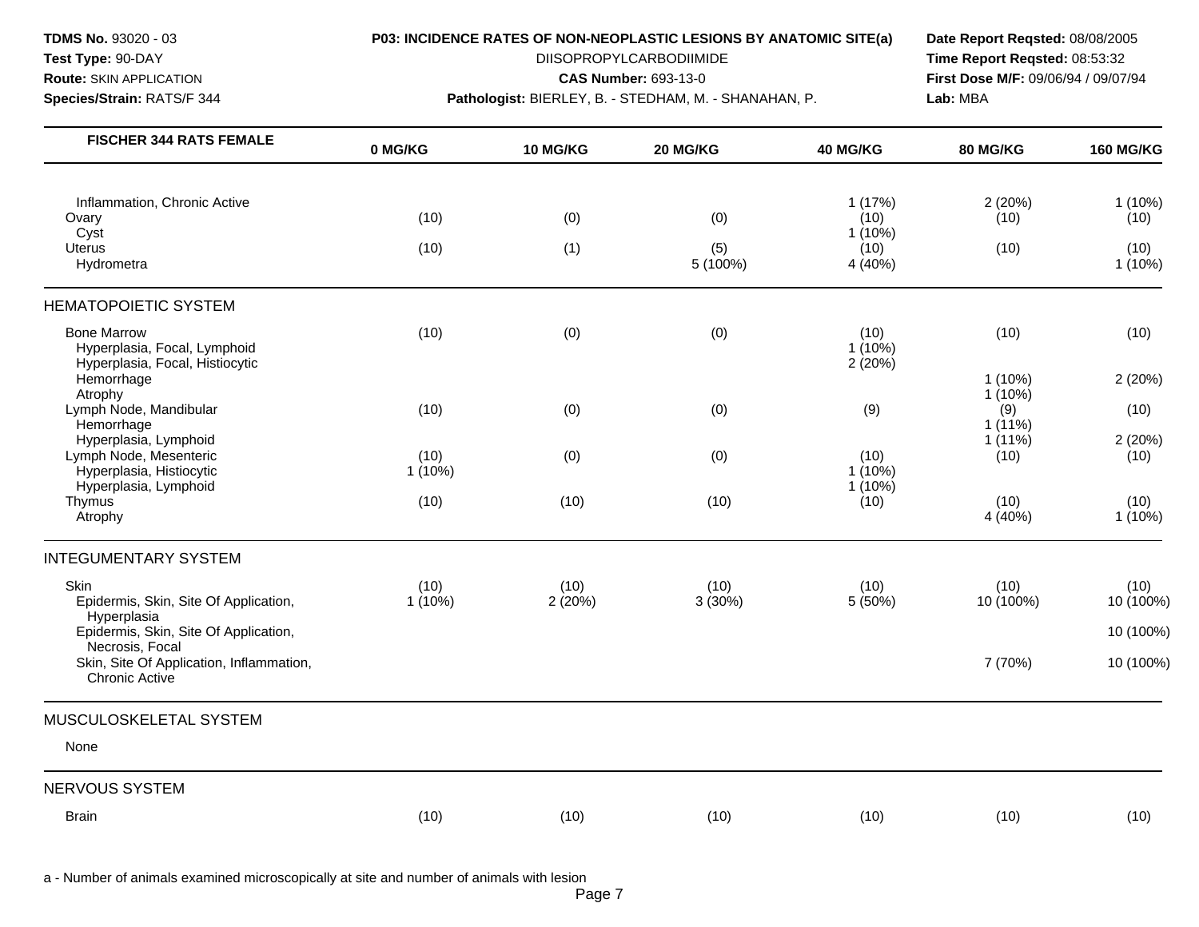| FISCHER 344 RATS FEMALE | 0 MG/KG | 10 MG/KG | 20 MG/KG | 40 MG/KG | 80 MG/KG | 160 MG/KG |
|---|---|---|---|---|---|---|
| Inflammation, Chronic Active | | | | 1 (17%) | 2 (20%) | 1 (10%) |
| Ovary | (10) | (0) | (0) | (10) | (10) | (10) |
| Cyst | | | | 1 (10%) | | |
| Uterus | (10) | (1) | (5) | (10) | (10) | (10) |
| Hydrometra | | | 5 (100%) | 4 (40%) | | 1 (10%) |
| **HEMATOPOIETIC SYSTEM** | | | | | | |
| Bone Marrow | (10) | (0) | (0) | (10) | (10) | (10) |
| Hyperplasia, Focal, Lymphoid | | | | 1 (10%) | | |
| Hyperplasia, Focal, Histiocytic | | | | 2 (20%) | | |
| Hemorrhage | | | | | 1 (10%) | 2 (20%) |
| Atrophy | | | | | 1 (10%) | |
| Lymph Node, Mandibular | (10) | (0) | (0) | (9) | (9) | (10) |
| Hemorrhage | | | | | 1 (11%) | |
| Hyperplasia, Lymphoid | | | | | 1 (11%) | 2 (20%) |
| Lymph Node, Mesenteric | (10) | (0) | (0) | (10) | (10) | (10) |
| Hyperplasia, Histiocytic | 1 (10%) | | | 1 (10%) | | |
| Hyperplasia, Lymphoid | | | | 1 (10%) | | |
| Thymus | (10) | (10) | (10) | (10) | (10) | (10) |
| Atrophy | | | | | 4 (40%) | 1 (10%) |
| **INTEGUMENTARY SYSTEM** | | | | | | |
| Skin | (10) | (10) | (10) | (10) | (10) | (10) |
| Epidermis, Skin, Site Of Application, Hyperplasia | 1 (10%) | 2 (20%) | 3 (30%) | 5 (50%) | 10 (100%) | 10 (100%) |
| Epidermis, Skin, Site Of Application, Necrosis, Focal | | | | | | 10 (100%) |
| Skin, Site Of Application, Inflammation, Chronic Active | | | | | 7 (70%) | 10 (100%) |
| **MUSCULOSKELETAL SYSTEM** | | | | | | |
| None | | | | | | |
| **NERVOUS SYSTEM** | | | | | | |
| Brain | (10) | (10) | (10) | (10) | (10) | (10) |

a - Number of animals examined microscopically at site and number of animals with lesion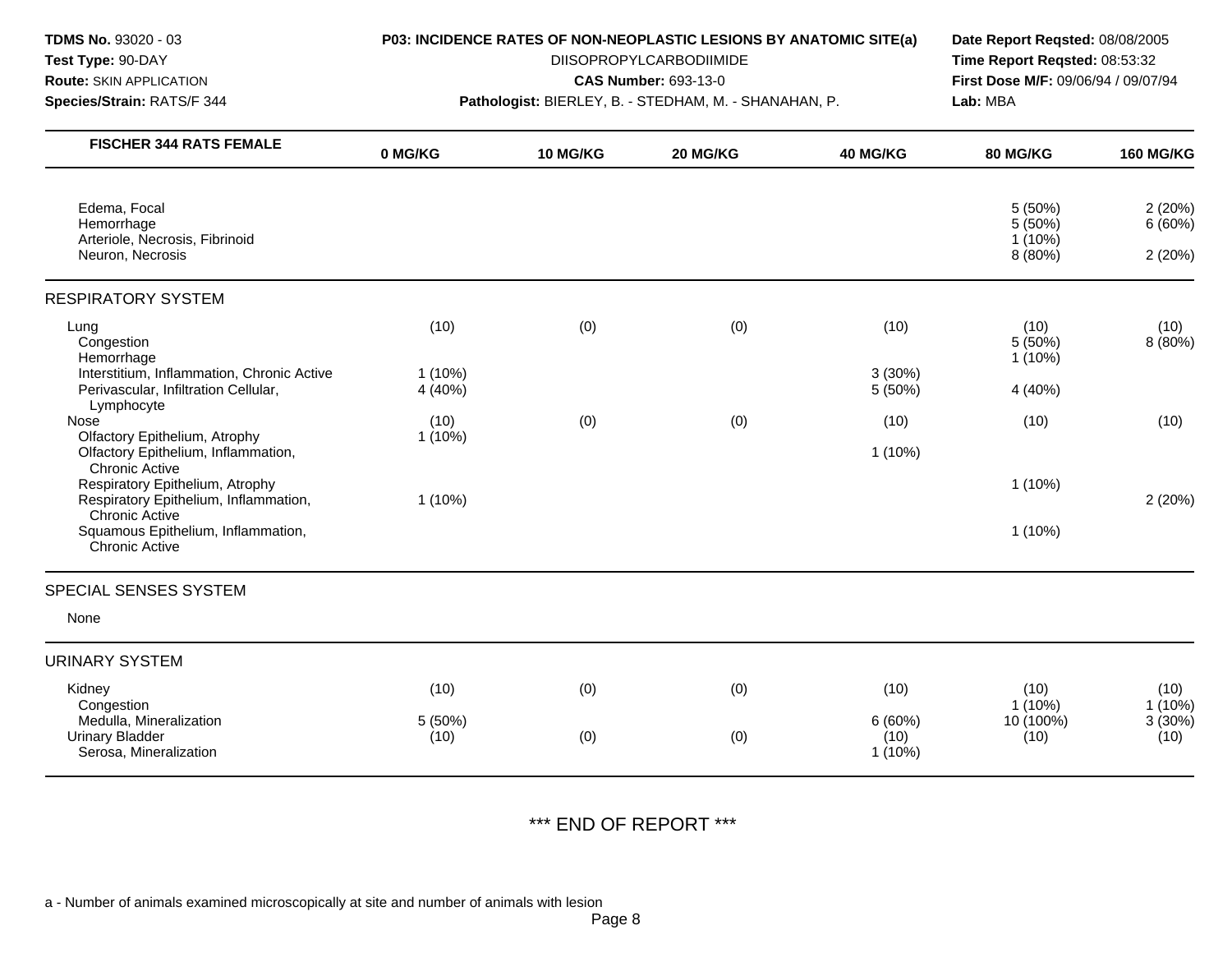| FISCHER 344 RATS FEMALE | 0 MG/KG | 10 MG/KG | 20 MG/KG | 40 MG/KG | 80 MG/KG | 160 MG/KG |
|---|---|---|---|---|---|---|
| Edema, Focal | | | | | 5 (50%) | 2 (20%) |
| Hemorrhage | | | | | 5 (50%) | 6 (60%) |
| Arteriole, Necrosis, Fibrinoid | | | | | 1 (10%) | |
| Neuron, Necrosis | | | | | 8 (80%) | 2 (20%) |
| **RESPIRATORY SYSTEM** | | | | | | |
| Lung | (10) | (0) | (0) | (10) | (10) | (10) |
| Congestion | | | | | 5 (50%) | 8 (80%) |
| Hemorrhage | | | | | 1 (10%) | |
| Interstitium, Inflammation, Chronic Active | 1 (10%) | | | 3 (30%) | | |
| Perivascular, Infiltration Cellular, Lymphocyte | 4 (40%) | | | 5 (50%) | 4 (40%) | |
| Nose | (10) | (0) | (0) | (10) | (10) | (10) |
| Olfactory Epithelium, Atrophy | 1 (10%) | | | | | |
| Olfactory Epithelium, Inflammation, Chronic Active | | | | 1 (10%) | | |
| Respiratory Epithelium, Atrophy | | | | | 1 (10%) | |
| Respiratory Epithelium, Inflammation, Chronic Active | 1 (10%) | | | | | 2 (20%) |
| Squamous Epithelium, Inflammation, Chronic Active | | | | | 1 (10%) | |
| **SPECIAL SENSES SYSTEM** | | | | | | |
| None | | | | | | |
| **URINARY SYSTEM** | | | | | | |
| Kidney | (10) | (0) | (0) | (10) | (10) | (10) |
| Congestion | | | | | 1 (10%) | 1 (10%) |
| Medulla, Mineralization | 5 (50%) | | | 6 (60%) | 10 (100%) | 3 (30%) |
| Urinary Bladder | (10) | (0) | (0) | (10) | (10) | (10) |
| Serosa, Mineralization | | | | 1 (10%) | | |

\*\*\* END OF REPORT \*\*\*

a - Number of animals examined microscopically at site and number of animals with lesion